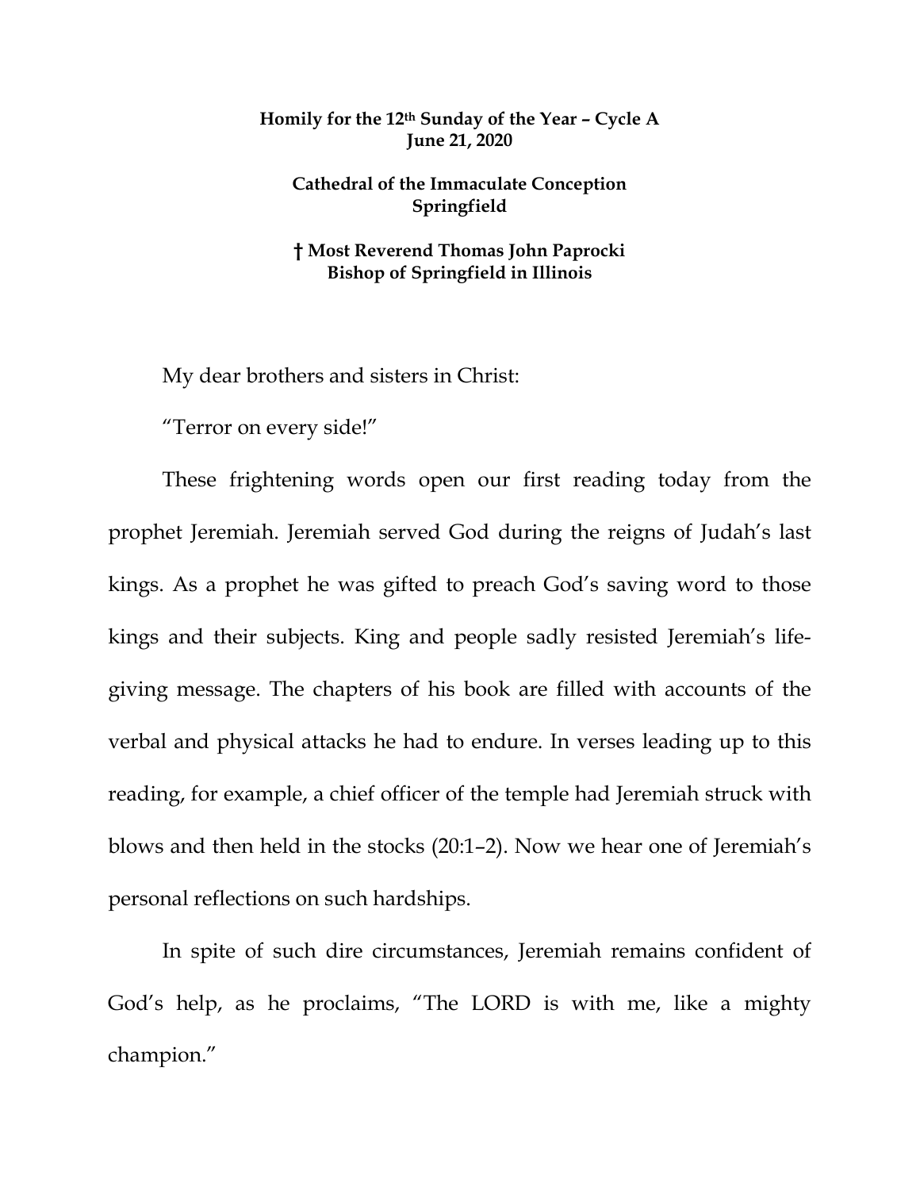**Homily for the 12th Sunday of the Year – Cycle A**
**June 21, 2020**

**Cathedral of the Immaculate Conception**
**Springfield**

**† Most Reverend Thomas John Paprocki**
**Bishop of Springfield in Illinois**

My dear brothers and sisters in Christ:

"Terror on every side!"

These frightening words open our first reading today from the prophet Jeremiah. Jeremiah served God during the reigns of Judah's last kings. As a prophet he was gifted to preach God's saving word to those kings and their subjects. King and people sadly resisted Jeremiah's life-giving message. The chapters of his book are filled with accounts of the verbal and physical attacks he had to endure. In verses leading up to this reading, for example, a chief officer of the temple had Jeremiah struck with blows and then held in the stocks (20:1–2). Now we hear one of Jeremiah's personal reflections on such hardships.

In spite of such dire circumstances, Jeremiah remains confident of God's help, as he proclaims, "The LORD is with me, like a mighty champion."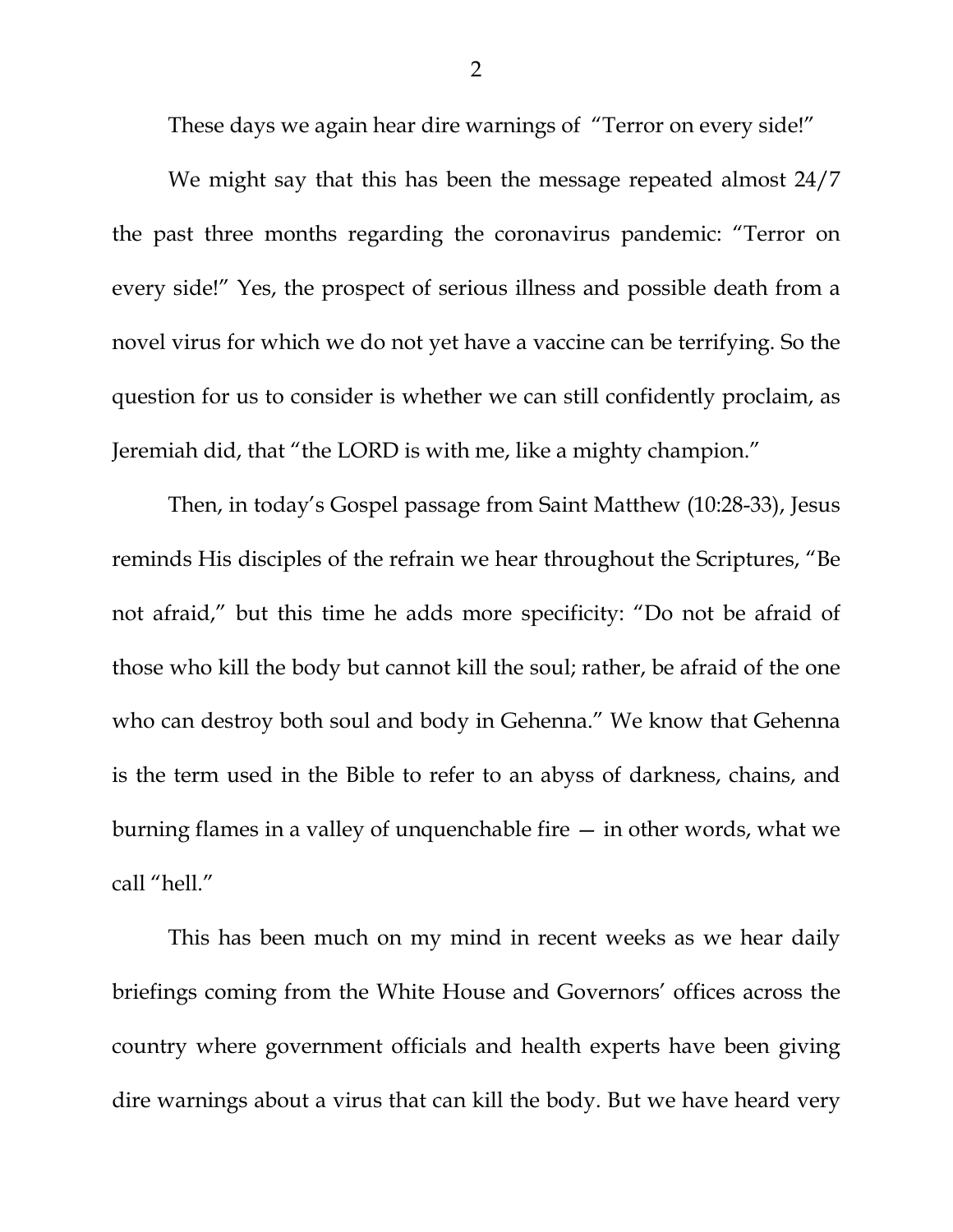These days we again hear dire warnings of "Terror on every side!"

We might say that this has been the message repeated almost 24/7 the past three months regarding the coronavirus pandemic: "Terror on every side!" Yes, the prospect of serious illness and possible death from a novel virus for which we do not yet have a vaccine can be terrifying. So the question for us to consider is whether we can still confidently proclaim, as Jeremiah did, that "the LORD is with me, like a mighty champion."

Then, in today's Gospel passage from Saint Matthew (10:28-33), Jesus reminds His disciples of the refrain we hear throughout the Scriptures, "Be not afraid," but this time he adds more specificity: "Do not be afraid of those who kill the body but cannot kill the soul; rather, be afraid of the one who can destroy both soul and body in Gehenna." We know that Gehenna is the term used in the Bible to refer to an abyss of darkness, chains, and burning flames in a valley of unquenchable fire — in other words, what we call "hell."

This has been much on my mind in recent weeks as we hear daily briefings coming from the White House and Governors' offices across the country where government officials and health experts have been giving dire warnings about a virus that can kill the body. But we have heard very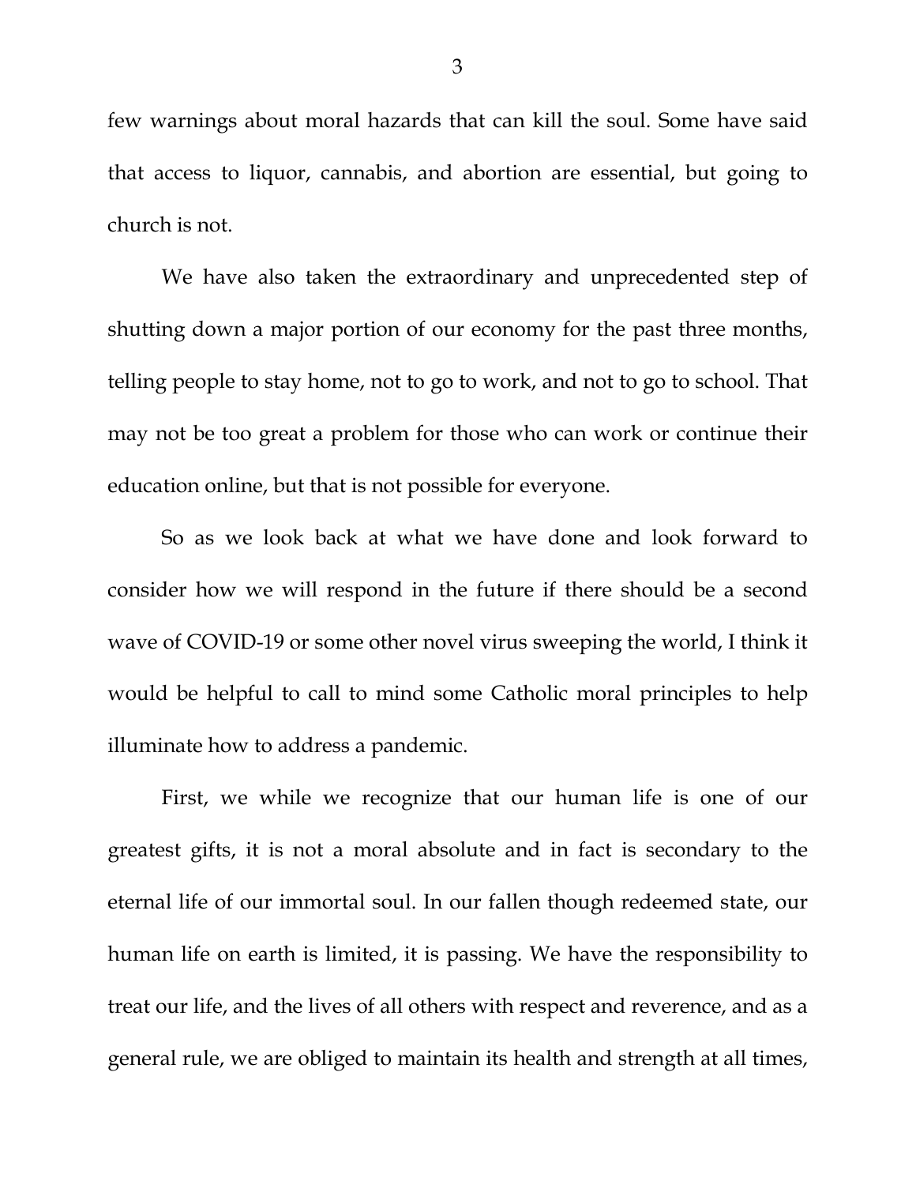few warnings about moral hazards that can kill the soul. Some have said that access to liquor, cannabis, and abortion are essential, but going to church is not.

We have also taken the extraordinary and unprecedented step of shutting down a major portion of our economy for the past three months, telling people to stay home, not to go to work, and not to go to school. That may not be too great a problem for those who can work or continue their education online, but that is not possible for everyone.

So as we look back at what we have done and look forward to consider how we will respond in the future if there should be a second wave of COVID-19 or some other novel virus sweeping the world, I think it would be helpful to call to mind some Catholic moral principles to help illuminate how to address a pandemic.

First, we while we recognize that our human life is one of our greatest gifts, it is not a moral absolute and in fact is secondary to the eternal life of our immortal soul. In our fallen though redeemed state, our human life on earth is limited, it is passing. We have the responsibility to treat our life, and the lives of all others with respect and reverence, and as a general rule, we are obliged to maintain its health and strength at all times,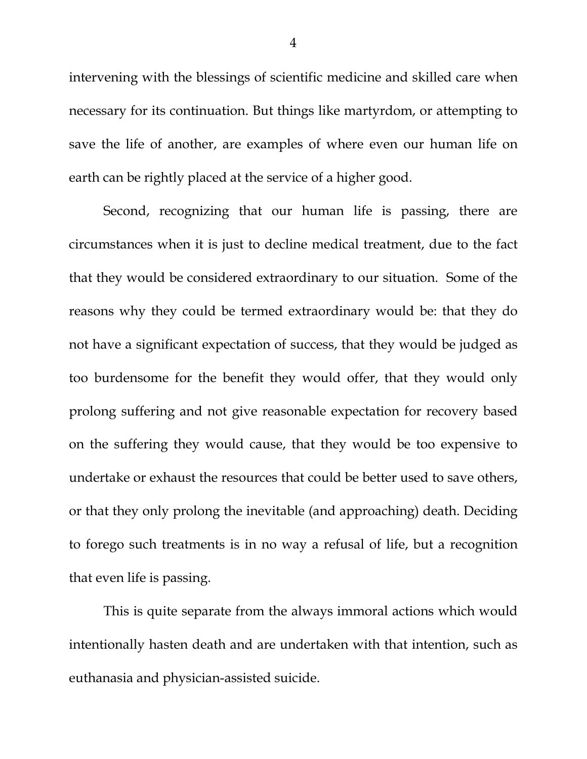intervening with the blessings of scientific medicine and skilled care when necessary for its continuation. But things like martyrdom, or attempting to save the life of another, are examples of where even our human life on earth can be rightly placed at the service of a higher good.

Second, recognizing that our human life is passing, there are circumstances when it is just to decline medical treatment, due to the fact that they would be considered extraordinary to our situation. Some of the reasons why they could be termed extraordinary would be: that they do not have a significant expectation of success, that they would be judged as too burdensome for the benefit they would offer, that they would only prolong suffering and not give reasonable expectation for recovery based on the suffering they would cause, that they would be too expensive to undertake or exhaust the resources that could be better used to save others, or that they only prolong the inevitable (and approaching) death. Deciding to forego such treatments is in no way a refusal of life, but a recognition that even life is passing.

This is quite separate from the always immoral actions which would intentionally hasten death and are undertaken with that intention, such as euthanasia and physician-assisted suicide.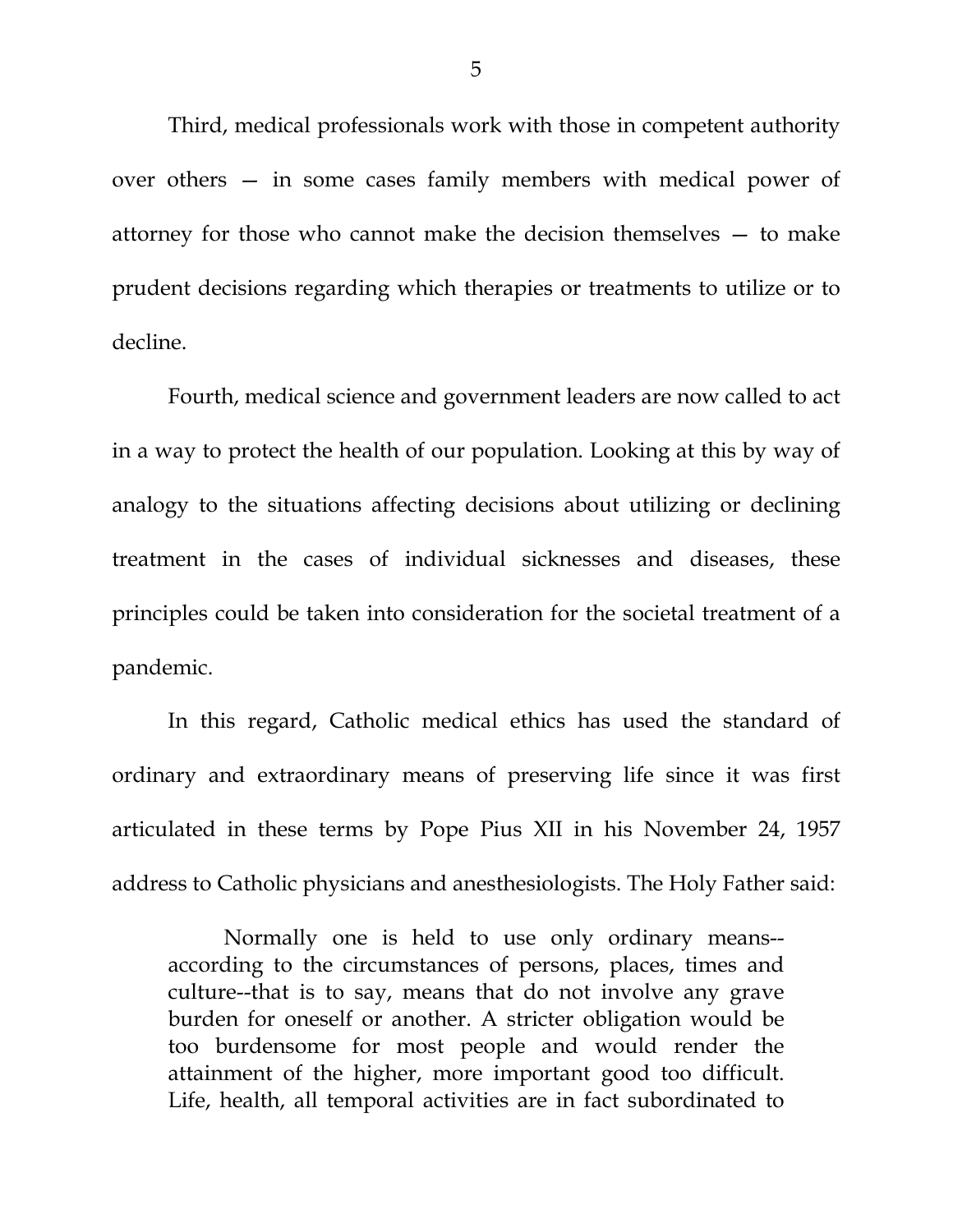Third, medical professionals work with those in competent authority over others — in some cases family members with medical power of attorney for those who cannot make the decision themselves — to make prudent decisions regarding which therapies or treatments to utilize or to decline.

Fourth, medical science and government leaders are now called to act in a way to protect the health of our population. Looking at this by way of analogy to the situations affecting decisions about utilizing or declining treatment in the cases of individual sicknesses and diseases, these principles could be taken into consideration for the societal treatment of a pandemic.

In this regard, Catholic medical ethics has used the standard of ordinary and extraordinary means of preserving life since it was first articulated in these terms by Pope Pius XII in his November 24, 1957 address to Catholic physicians and anesthesiologists. The Holy Father said:

> Normally one is held to use only ordinary means--according to the circumstances of persons, places, times and culture--that is to say, means that do not involve any grave burden for oneself or another. A stricter obligation would be too burdensome for most people and would render the attainment of the higher, more important good too difficult. Life, health, all temporal activities are in fact subordinated to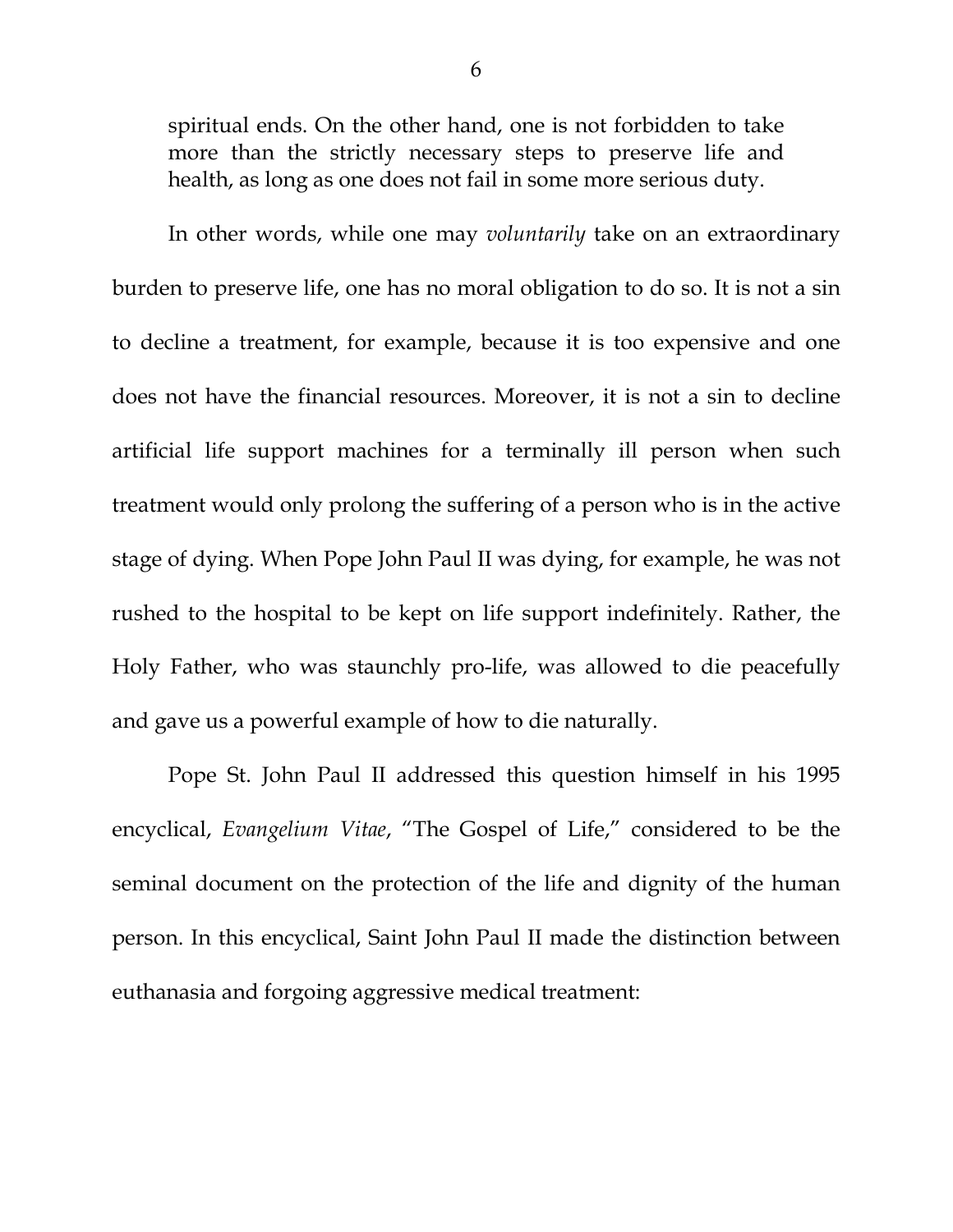> spiritual ends. On the other hand, one is not forbidden to take more than the strictly necessary steps to preserve life and health, as long as one does not fail in some more serious duty.

In other words, while one may *voluntarily* take on an extraordinary burden to preserve life, one has no moral obligation to do so. It is not a sin to decline a treatment, for example, because it is too expensive and one does not have the financial resources. Moreover, it is not a sin to decline artificial life support machines for a terminally ill person when such treatment would only prolong the suffering of a person who is in the active stage of dying. When Pope John Paul II was dying, for example, he was not rushed to the hospital to be kept on life support indefinitely. Rather, the Holy Father, who was staunchly pro-life, was allowed to die peacefully and gave us a powerful example of how to die naturally.

Pope St. John Paul II addressed this question himself in his 1995 encyclical, *Evangelium Vitae*, "The Gospel of Life," considered to be the seminal document on the protection of the life and dignity of the human person. In this encyclical, Saint John Paul II made the distinction between euthanasia and forgoing aggressive medical treatment: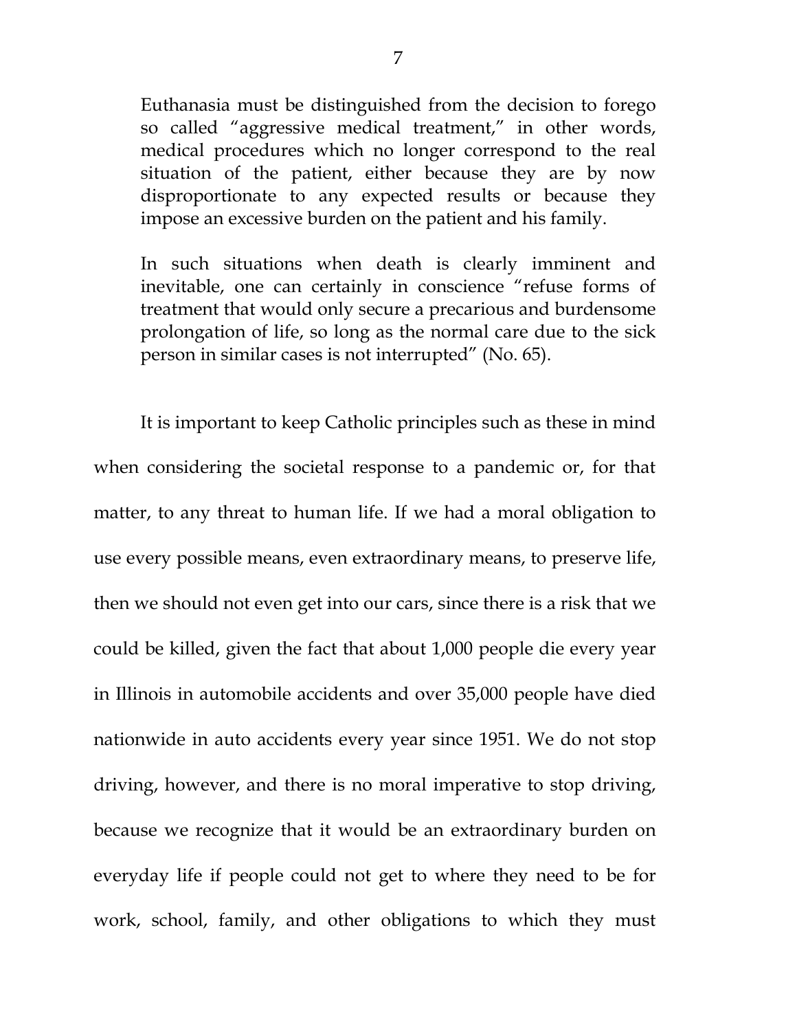> Euthanasia must be distinguished from the decision to forego so called "aggressive medical treatment," in other words, medical procedures which no longer correspond to the real situation of the patient, either because they are by now disproportionate to any expected results or because they impose an excessive burden on the patient and his family.
>
> In such situations when death is clearly imminent and inevitable, one can certainly in conscience "refuse forms of treatment that would only secure a precarious and burdensome prolongation of life, so long as the normal care due to the sick person in similar cases is not interrupted" (No. 65).

It is important to keep Catholic principles such as these in mind when considering the societal response to a pandemic or, for that matter, to any threat to human life. If we had a moral obligation to use every possible means, even extraordinary means, to preserve life, then we should not even get into our cars, since there is a risk that we could be killed, given the fact that about 1,000 people die every year in Illinois in automobile accidents and over 35,000 people have died nationwide in auto accidents every year since 1951. We do not stop driving, however, and there is no moral imperative to stop driving, because we recognize that it would be an extraordinary burden on everyday life if people could not get to where they need to be for work, school, family, and other obligations to which they must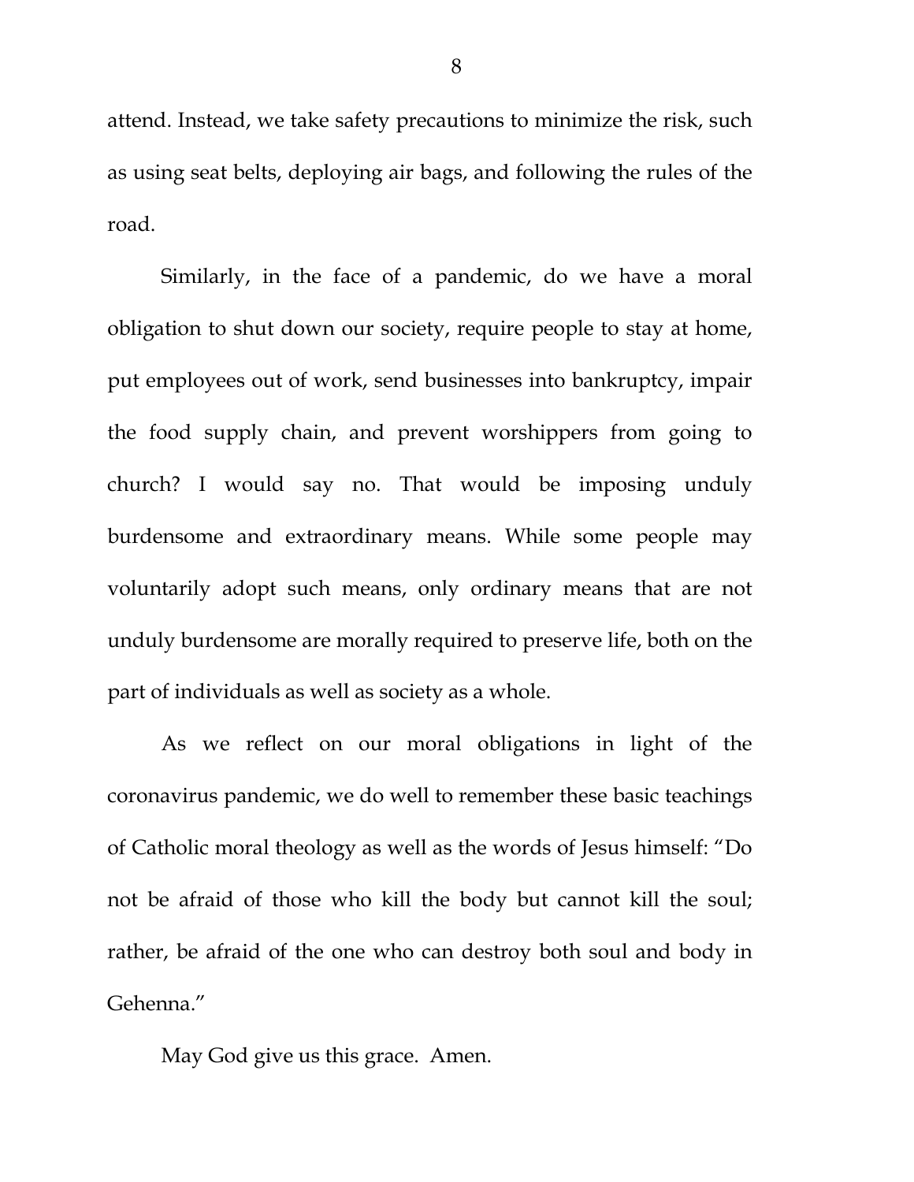attend. Instead, we take safety precautions to minimize the risk, such as using seat belts, deploying air bags, and following the rules of the road.

Similarly, in the face of a pandemic, do we have a moral obligation to shut down our society, require people to stay at home, put employees out of work, send businesses into bankruptcy, impair the food supply chain, and prevent worshippers from going to church? I would say no. That would be imposing unduly burdensome and extraordinary means. While some people may voluntarily adopt such means, only ordinary means that are not unduly burdensome are morally required to preserve life, both on the part of individuals as well as society as a whole.

As we reflect on our moral obligations in light of the coronavirus pandemic, we do well to remember these basic teachings of Catholic moral theology as well as the words of Jesus himself: "Do not be afraid of those who kill the body but cannot kill the soul; rather, be afraid of the one who can destroy both soul and body in Gehenna."

May God give us this grace. Amen.